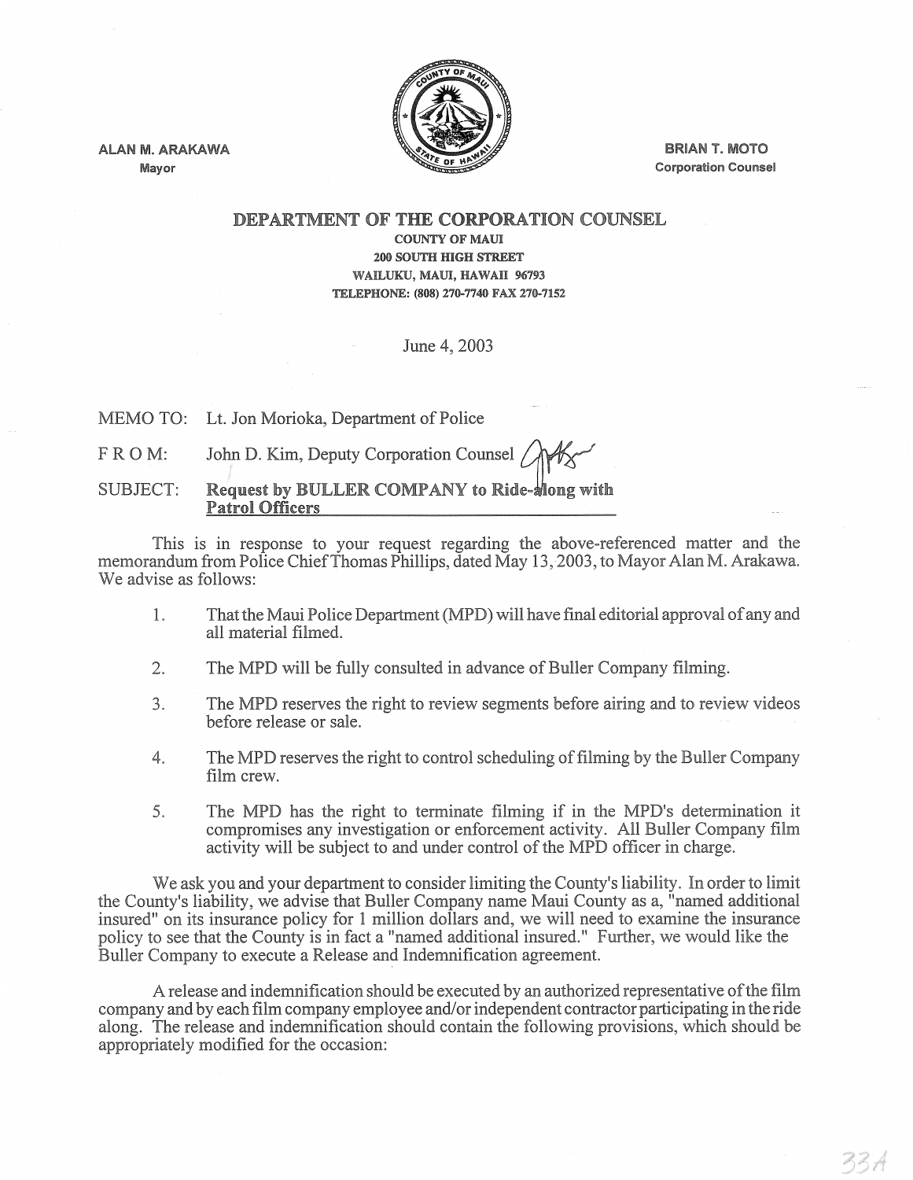ALAN M. ARAKAWA
Mayor

BRIAN T. MOTO
Corporation Counsel

# DEPARTMENT OF THE CORPORATION COUNSEL

**COUNTY OF MAUI**
**200 SOUTH HIGH STREET**
**WAILUKU, MAUI, HAWAII 96793**
**TELEPHONE: (808) 270-7740 FAX 270-7152**

June 4, 2003

MEMO TO: Lt. Jon Morioka, Department of Police

F R O M: John D. Kim, Deputy Corporation Counsel

SUBJECT: **Request by BULLER COMPANY to Ride-along with Patrol Officers**

This is in response to your request regarding the above-referenced matter and the memorandum from Police Chief Thomas Phillips, dated May 13, 2003, to Mayor Alan M. Arakawa. We advise as follows:

1. That the Maui Police Department (MPD) will have final editorial approval of any and all material filmed.

2. The MPD will be fully consulted in advance of Buller Company filming.

3. The MPD reserves the right to review segments before airing and to review videos before release or sale.

4. The MPD reserves the right to control scheduling of filming by the Buller Company film crew.

5. The MPD has the right to terminate filming if in the MPD's determination it compromises any investigation or enforcement activity. All Buller Company film activity will be subject to and under control of the MPD officer in charge.

We ask you and your department to consider limiting the County's liability. In order to limit the County's liability, we advise that Buller Company name Maui County as a, "named additional insured" on its insurance policy for 1 million dollars and, we will need to examine the insurance policy to see that the County is in fact a "named additional insured." Further, we would like the Buller Company to execute a Release and Indemnification agreement.

A release and indemnification should be executed by an authorized representative of the film company and by each film company employee and/or independent contractor participating in the ride along. The release and indemnification should contain the following provisions, which should be appropriately modified for the occasion: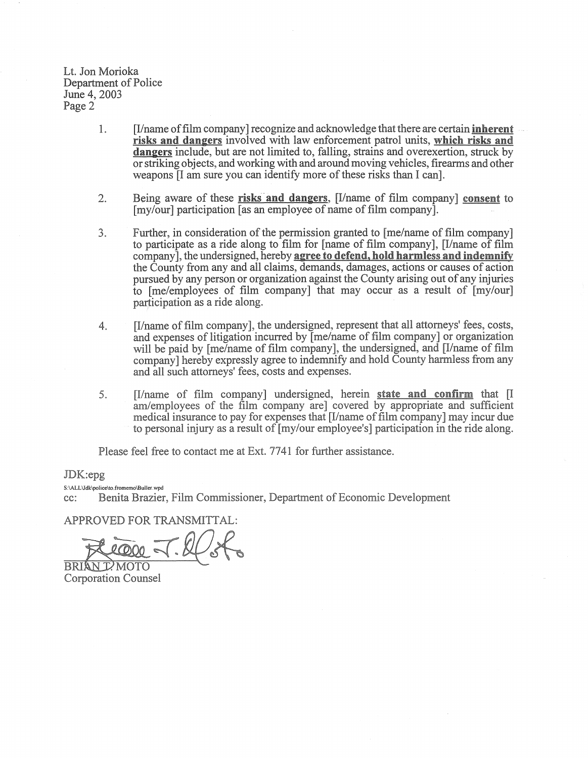Lt. Jon Morioka
Department of Police
June 4, 2003

1. [I/name of film company] recognize and acknowledge that there are certain **inherent risks and dangers** involved with law enforcement patrol units, **which risks and dangers** include, but are not limited to, falling, strains and overexertion, struck by or striking objects, and working with and around moving vehicles, firearms and other weapons [I am sure you can identify more of these risks than I can].

2. Being aware of these **risks and dangers**, [I/name of film company] **consent** to [my/our] participation [as an employee of name of film company].

3. Further, in consideration of the permission granted to [me/name of film company] to participate as a ride along to film for [name of film company], [I/name of film company], the undersigned, hereby **agree to defend, hold harmless and indemnify** the County from any and all claims, demands, damages, actions or causes of action pursued by any person or organization against the County arising out of any injuries to [me/employees of film company] that may occur as a result of [my/our] participation as a ride along.

4. [I/name of film company], the undersigned, represent that all attorneys' fees, costs, and expenses of litigation incurred by [me/name of film company] or organization will be paid by [me/name of film company], the undersigned, and [I/name of film company] hereby expressly agree to indemnify and hold County harmless from any and all such attorneys' fees, costs and expenses.

5. [I/name of film company] undersigned, herein **state and confirm** that [I am/employees of the film company are] covered by appropriate and sufficient medical insurance to pay for expenses that [I/name of film company] may incur due to personal injury as a result of [my/our employee's] participation in the ride along.

Please feel free to contact me at Ext. 7741 for further assistance.

JDK:epg
S:\ALL\Jdk\police\to.fromemo\Buller.wpd
cc: Benita Brazier, Film Commissioner, Department of Economic Development

APPROVED FOR TRANSMITTAL:

BRIAN T. MOTO
Corporation Counsel